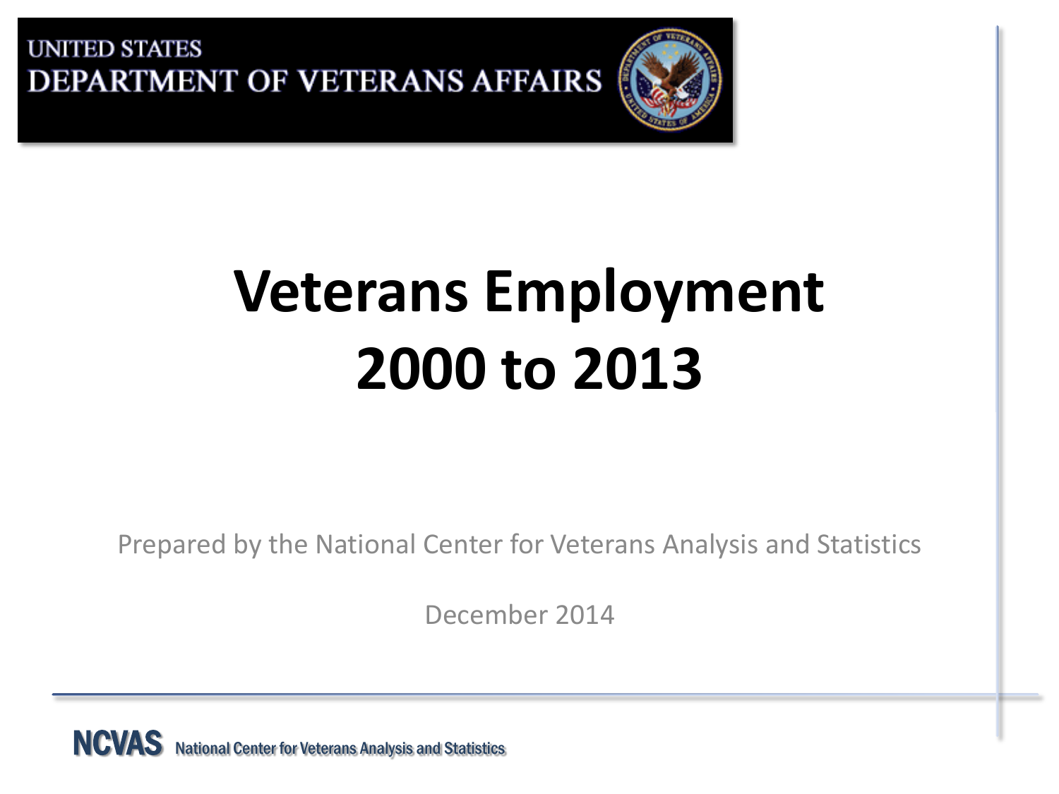UNITED STATES
DEPARTMENT OF VETERANS AFFAIRS

# Veterans Employment 2000 to 2013

Prepared by the National Center for Veterans Analysis and Statistics

December 2014

NCVAS National Center for Veterans Analysis and Statistics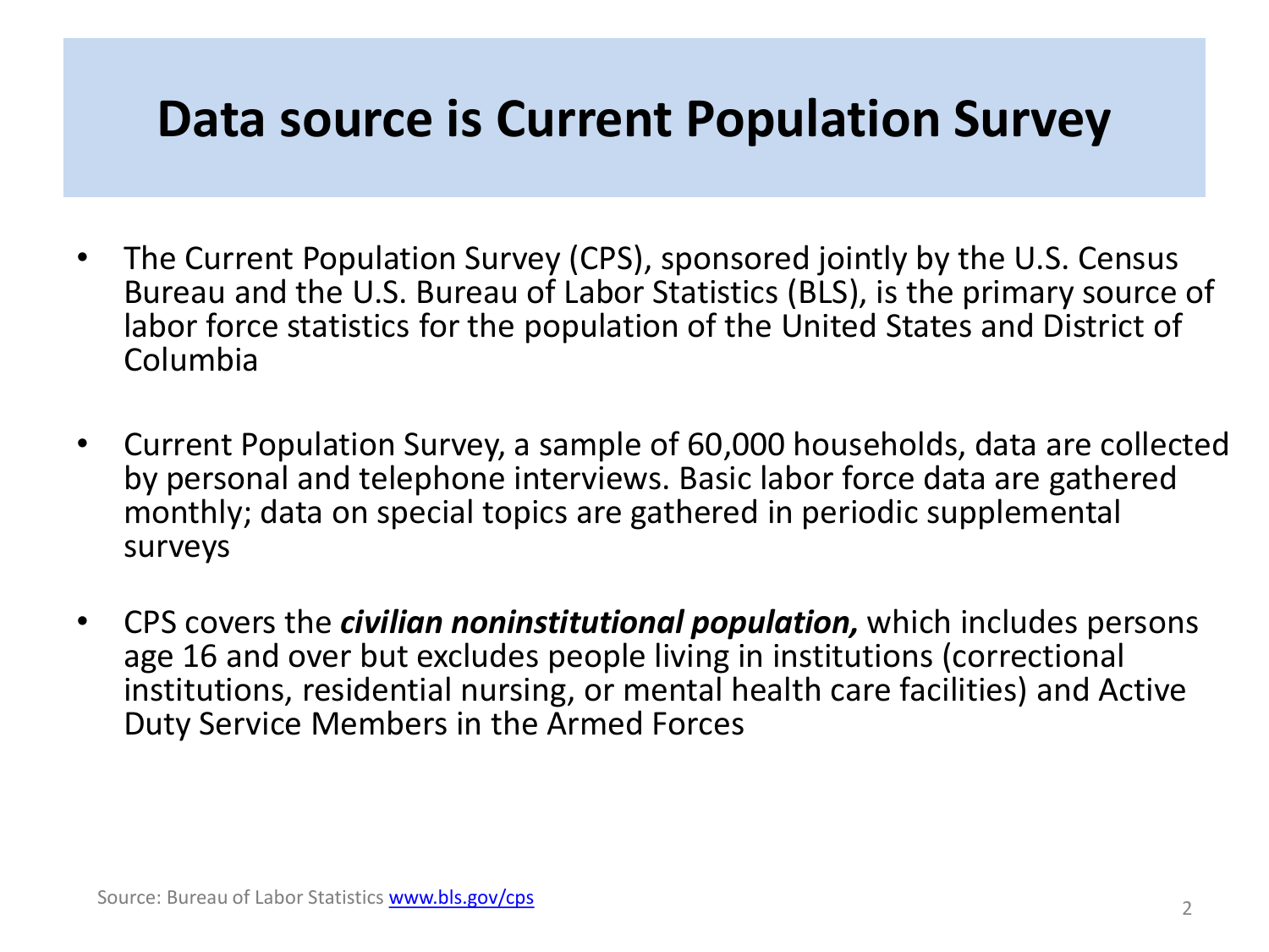# Data source is Current Population Survey

- The Current Population Survey (CPS), sponsored jointly by the U.S. Census Bureau and the U.S. Bureau of Labor Statistics (BLS), is the primary source of labor force statistics for the population of the United States and District of Columbia

- Current Population Survey, a sample of 60,000 households, data are collected by personal and telephone interviews. Basic labor force data are gathered monthly; data on special topics are gathered in periodic supplemental surveys

- CPS covers the ***civilian noninstitutional population,*** which includes persons age 16 and over but excludes people living in institutions (correctional institutions, residential nursing, or mental health care facilities) and Active Duty Service Members in the Armed Forces

Source: Bureau of Labor Statistics [www.bls.gov/cps](www.bls.gov/cps)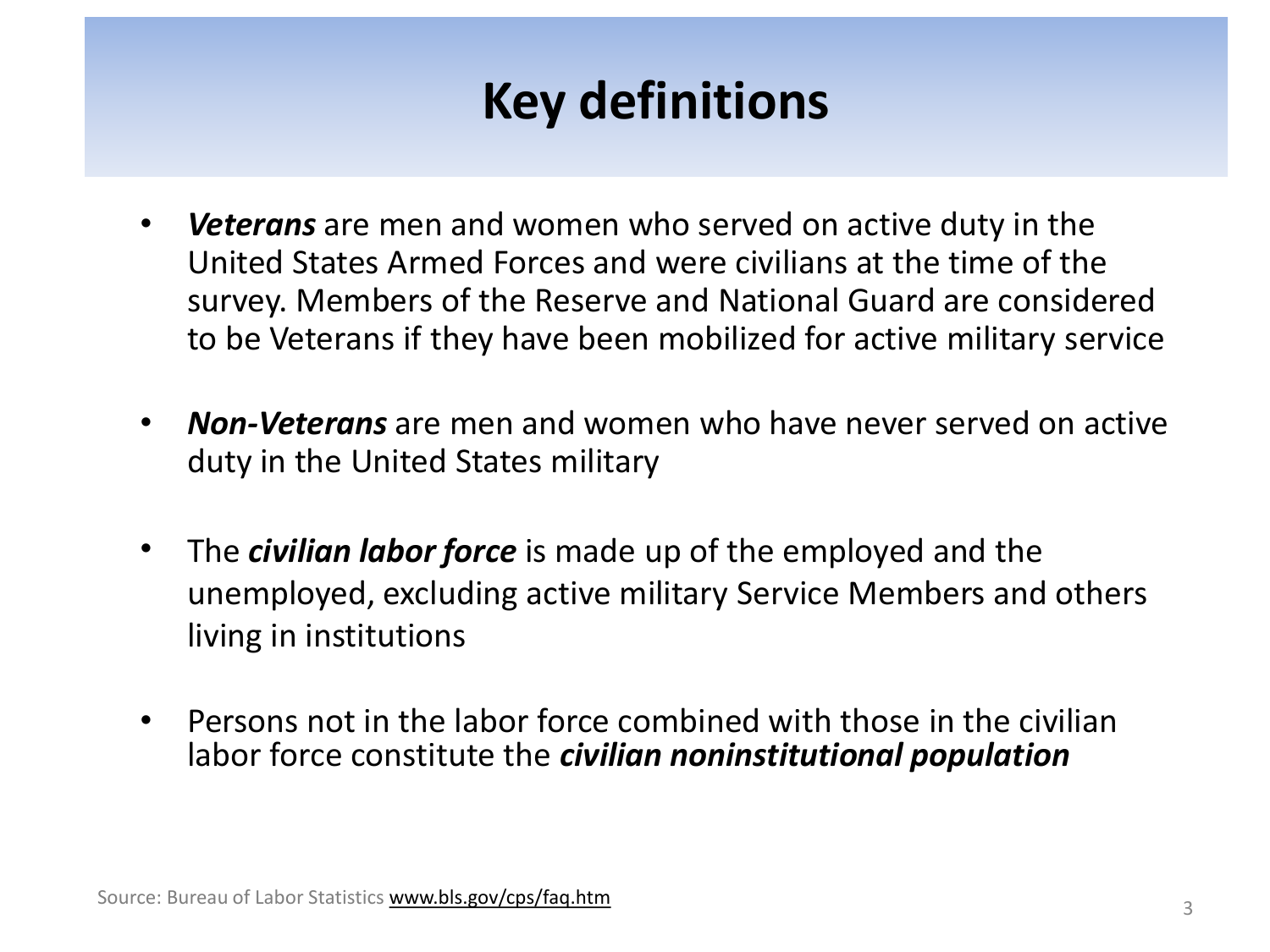# Key definitions

- ***Veterans*** are men and women who served on active duty in the United States Armed Forces and were civilians at the time of the survey. Members of the Reserve and National Guard are considered to be Veterans if they have been mobilized for active military service

- ***Non-Veterans*** are men and women who have never served on active duty in the United States military

- The ***civilian labor force*** is made up of the employed and the unemployed, excluding active military Service Members and others living in institutions

- Persons not in the labor force combined with those in the civilian labor force constitute the ***civilian noninstitutional population***

Source: Bureau of Labor Statistics www.bls.gov/cps/faq.htm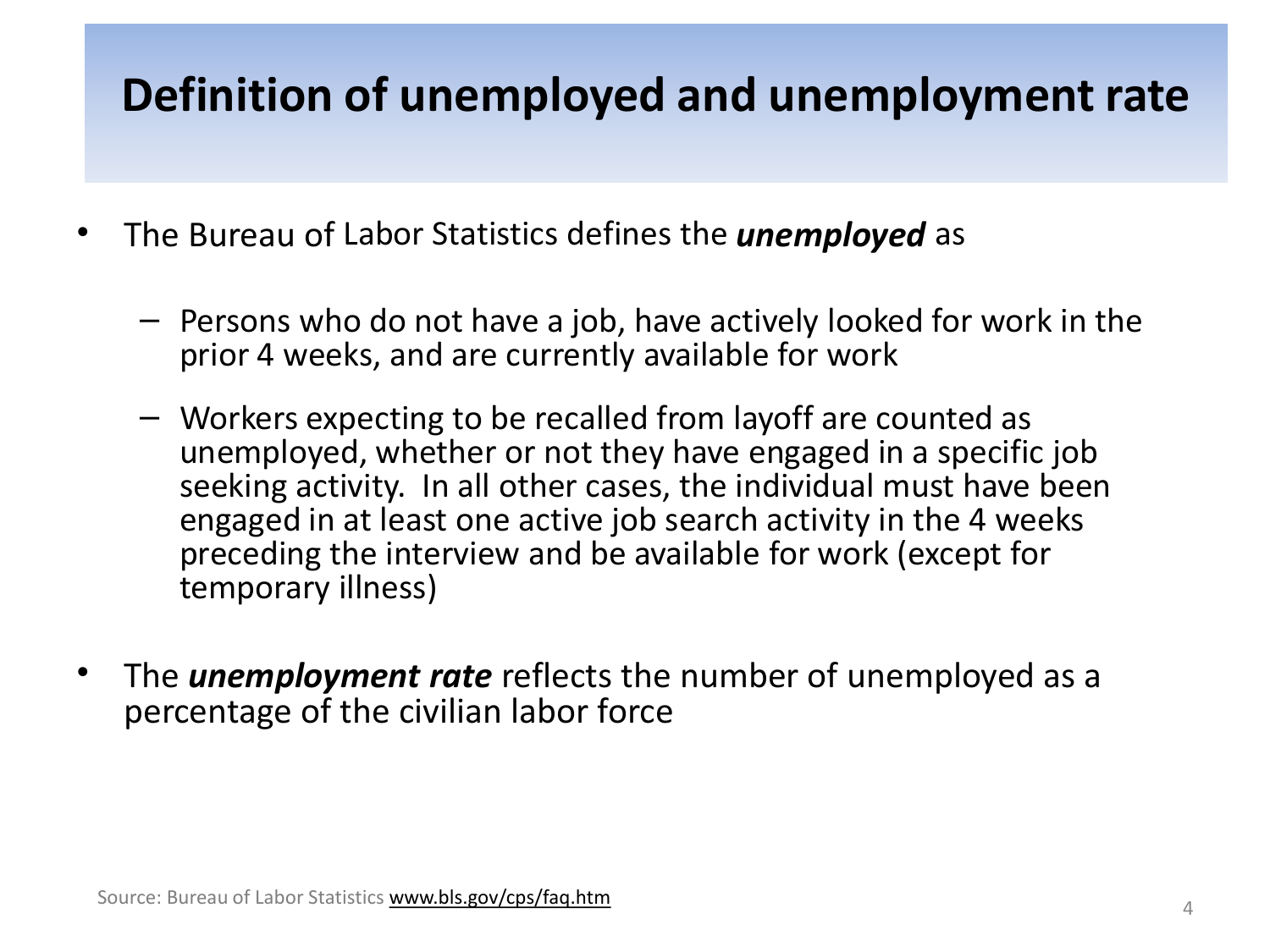# Definition of unemployed and unemployment rate

- The Bureau of Labor Statistics defines the ***unemployed*** as
  - Persons who do not have a job, have actively looked for work in the prior 4 weeks, and are currently available for work
  - Workers expecting to be recalled from layoff are counted as unemployed, whether or not they have engaged in a specific job seeking activity. In all other cases, the individual must have been engaged in at least one active job search activity in the 4 weeks preceding the interview and be available for work (except for temporary illness)
- The ***unemployment rate*** reflects the number of unemployed as a percentage of the civilian labor force

Source: Bureau of Labor Statistics www.bls.gov/cps/faq.htm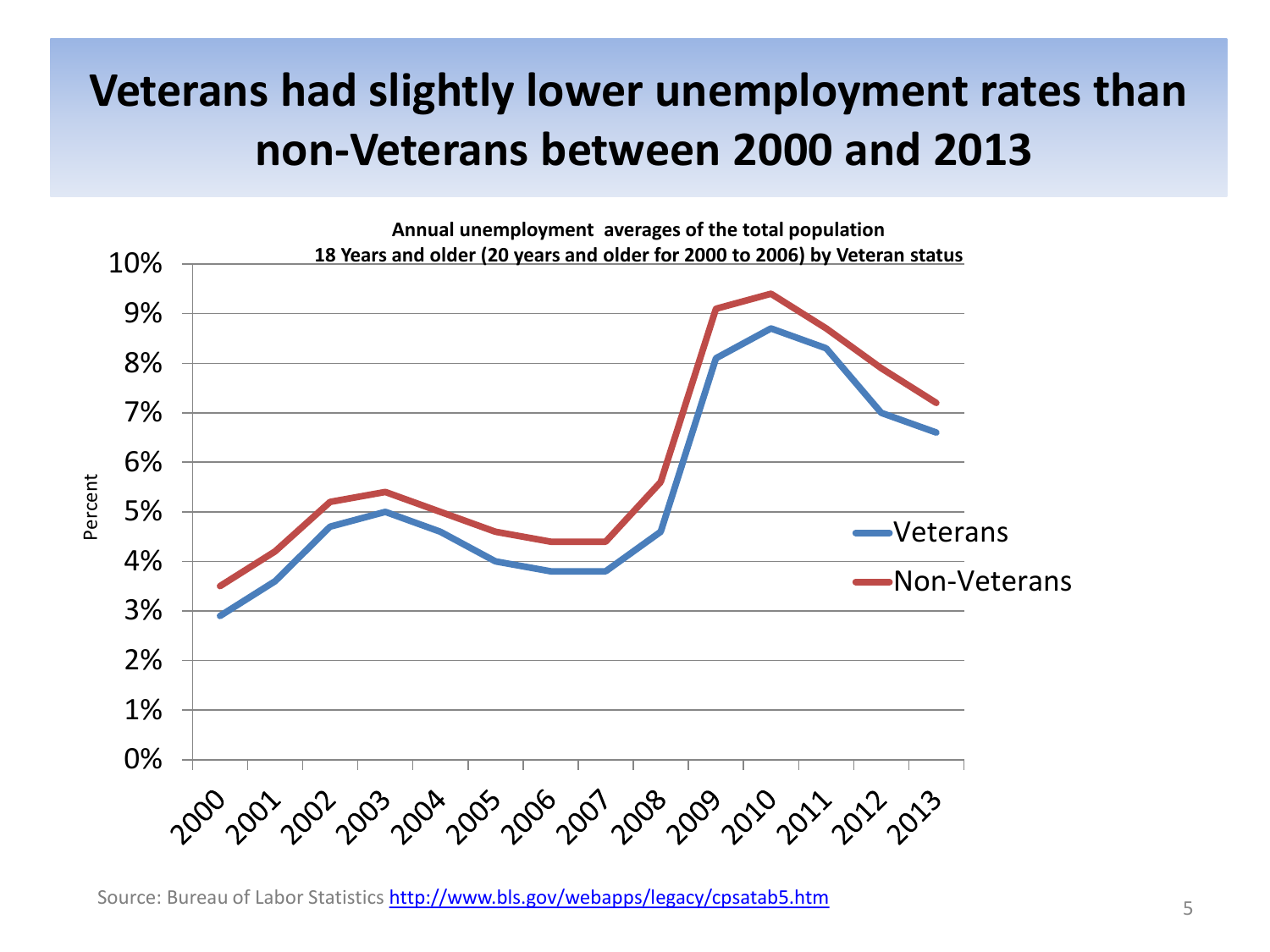# Veterans had slightly lower unemployment rates than non-Veterans between 2000 and 2013

**Annual unemployment averages of the total population 18 Years and older (20 years and older for 2000 to 2006) by Veteran status**

Percent

10%
9%
8%
7%
6%
5%
4%
3%
2%
1%
0%

2000 2001 2002 2003 2004 2005 2006 2007 2008 2009 2010 2011 2012 2013

Veterans

Non-Veterans

Source: Bureau of Labor Statistics [http://www.bls.gov/webapps/legacy/cpsatab5.htm](http://www.bls.gov/webapps/legacy/cpsatab5.htm)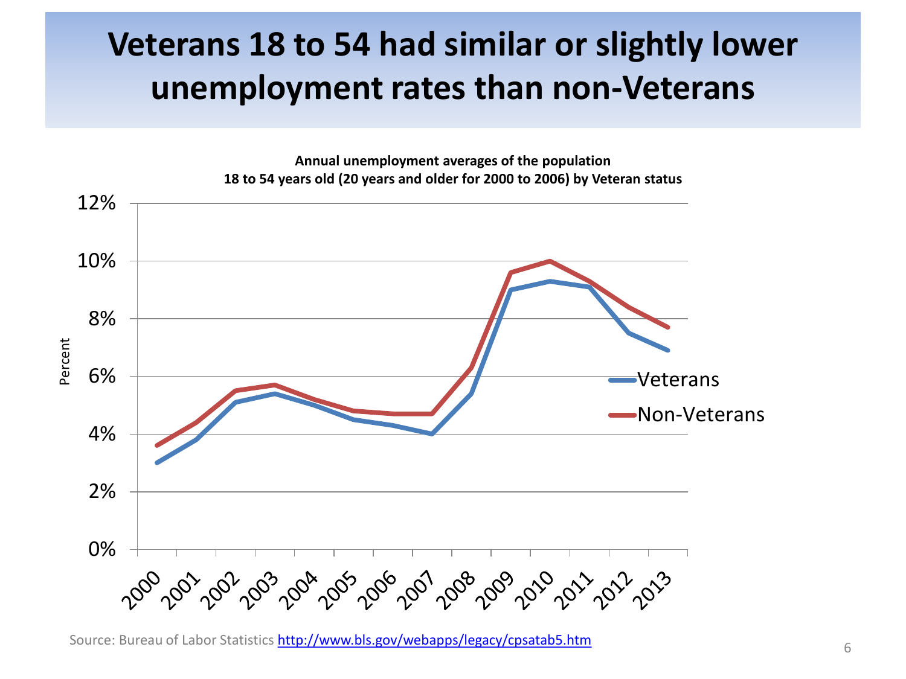# Veterans 18 to 54 had similar or slightly lower unemployment rates than non-Veterans

**Annual unemployment averages of the population 18 to 54 years old (20 years and older for 2000 to 2006) by Veteran status**

Source: Bureau of Labor Statistics http://www.bls.gov/webapps/legacy/cpsatab5.htm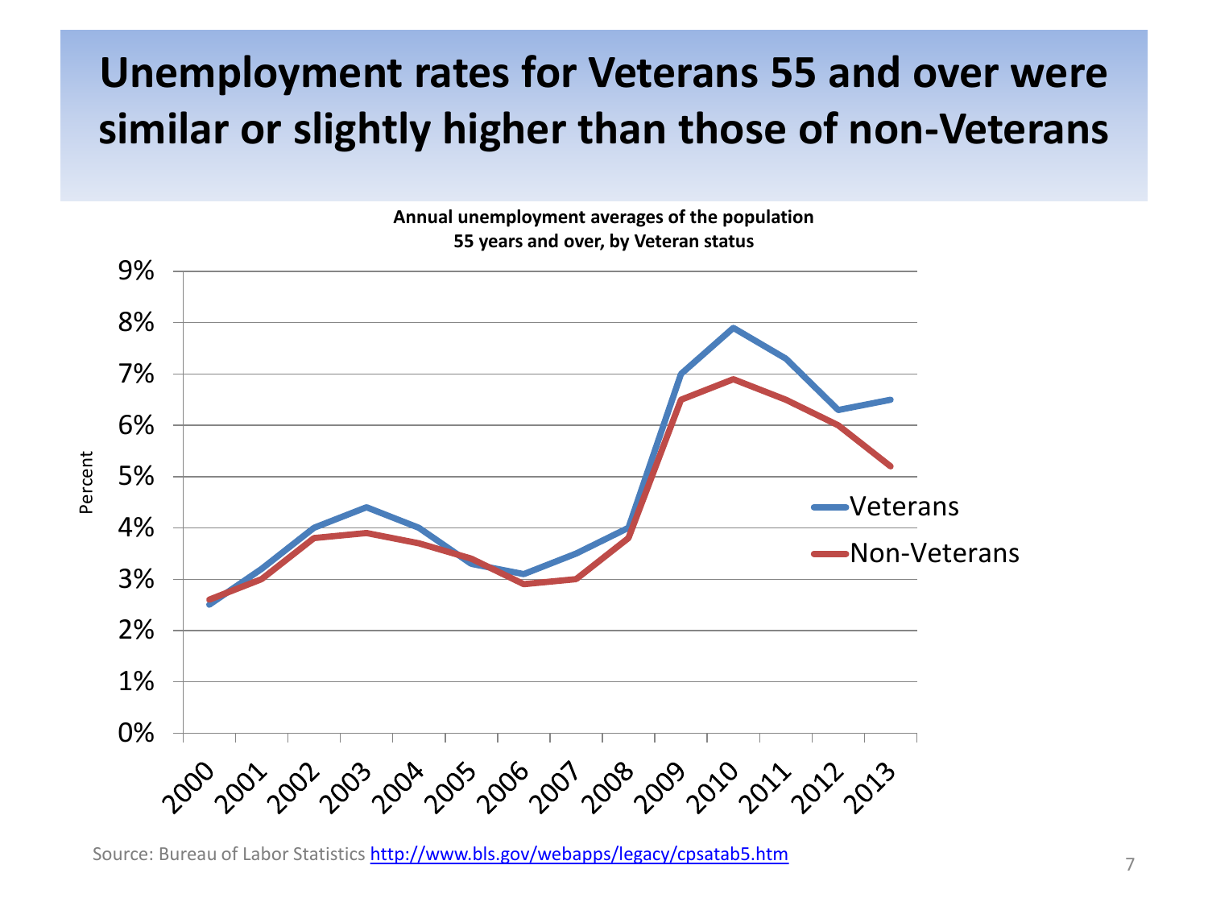# Unemployment rates for Veterans 55 and over were similar or slightly higher than those of non-Veterans

**Annual unemployment averages of the population 55 years and over, by Veteran status**

Source: Bureau of Labor Statistics http://www.bls.gov/webapps/legacy/cpsatab5.htm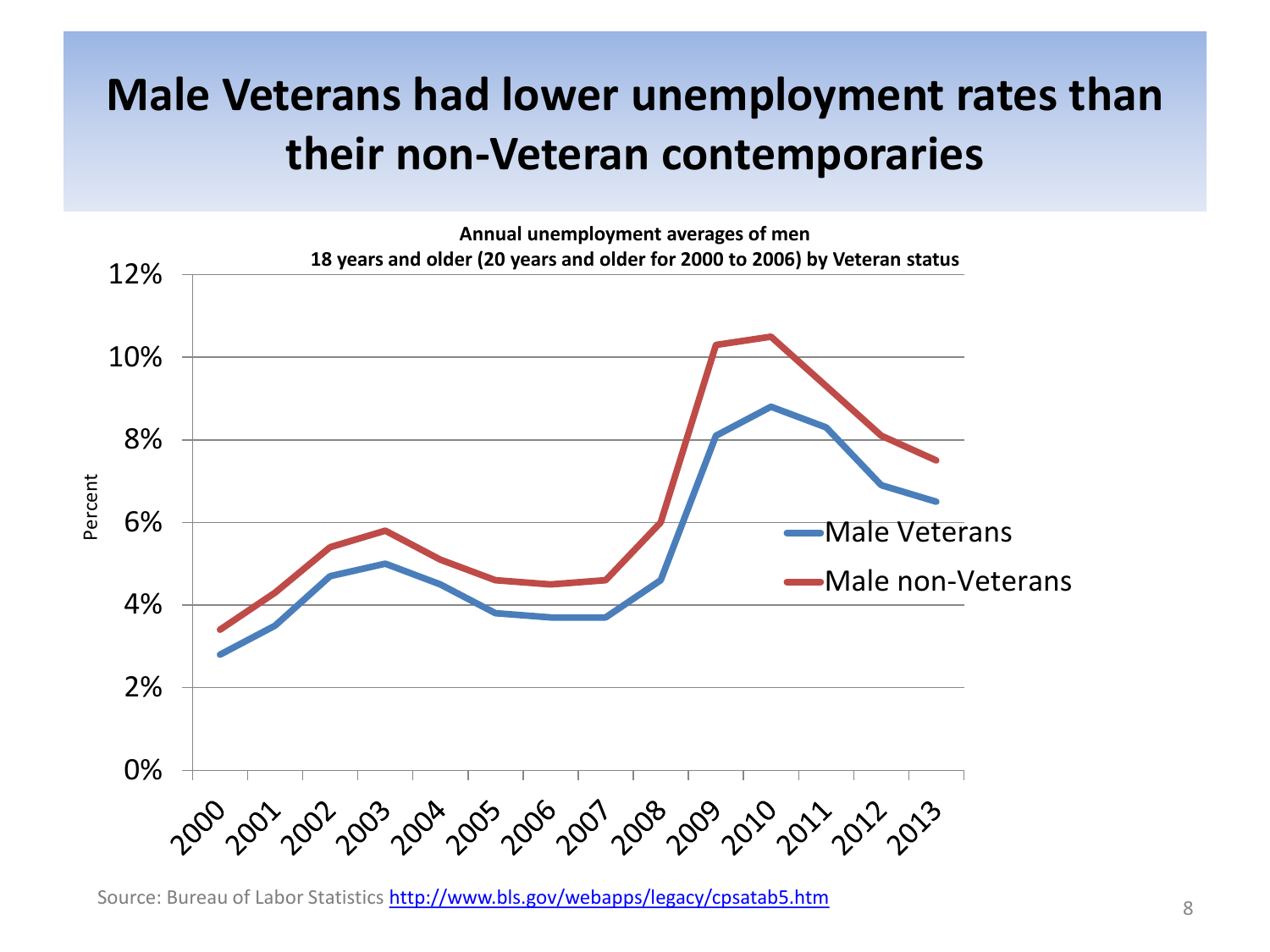# Male Veterans had lower unemployment rates than their non-Veteran contemporaries

**Annual unemployment averages of men 18 years and older (20 years and older for 2000 to 2006) by Veteran status**

Source: Bureau of Labor Statistics http://www.bls.gov/webapps/legacy/cpsatab5.htm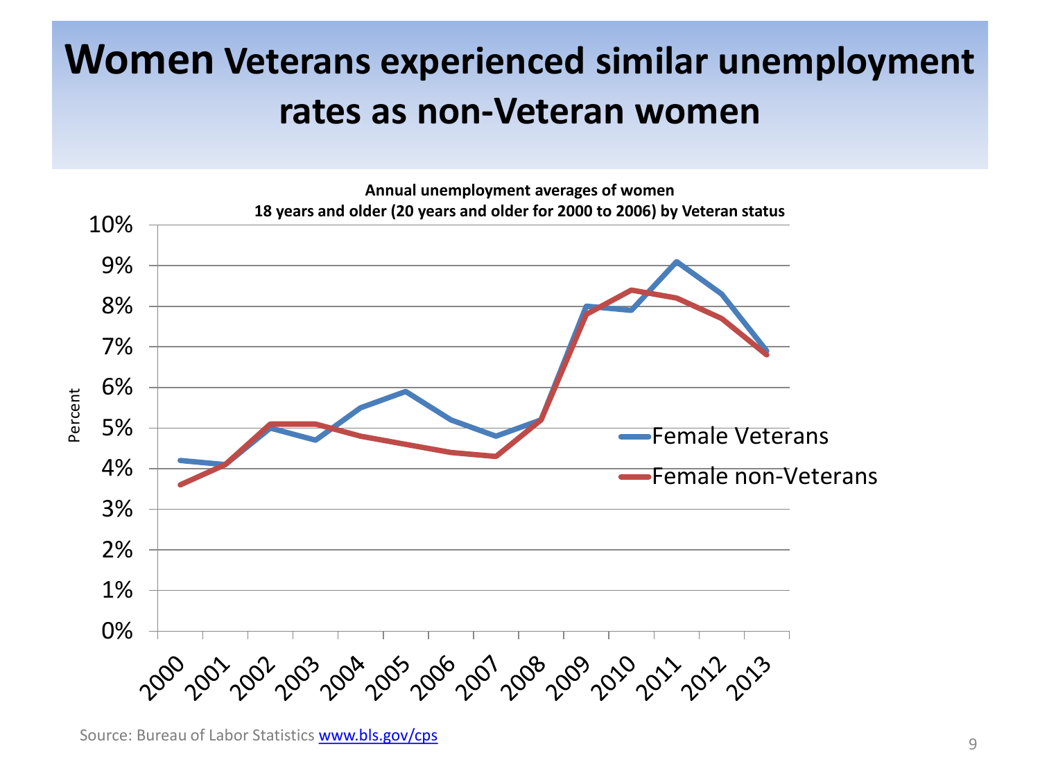# Women Veterans experienced similar unemployment rates as non-Veteran women

**Annual unemployment averages of women 18 years and older (20 years and older for 2000 to 2006) by Veteran status**

Source: Bureau of Labor Statistics www.bls.gov/cps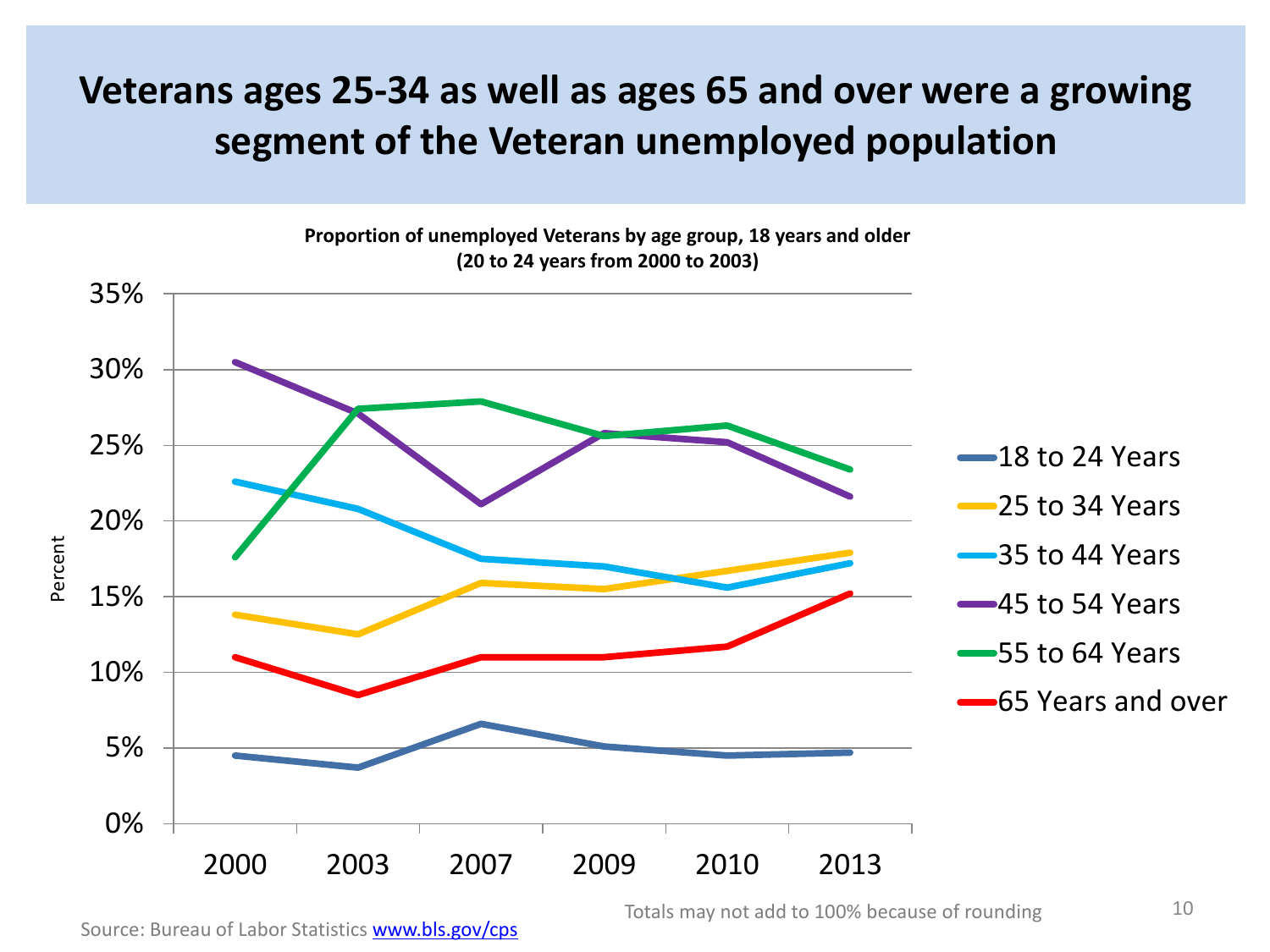# Veterans ages 25-34 as well as ages 65 and over were a growing segment of the Veteran unemployed population

**Proportion of unemployed Veterans by age group, 18 years and older (20 to 24 years from 2000 to 2003)**

Percent

35%
30%
25%
20%
15%
10%
5%
0%

2000 2003 2007 2009 2010 2013

- 18 to 24 Years
- 25 to 34 Years
- 35 to 44 Years
- 45 to 54 Years
- 55 to 64 Years
- 65 Years and over

Totals may not add to 100% because of rounding

Source: Bureau of Labor Statistics www.bls.gov/cps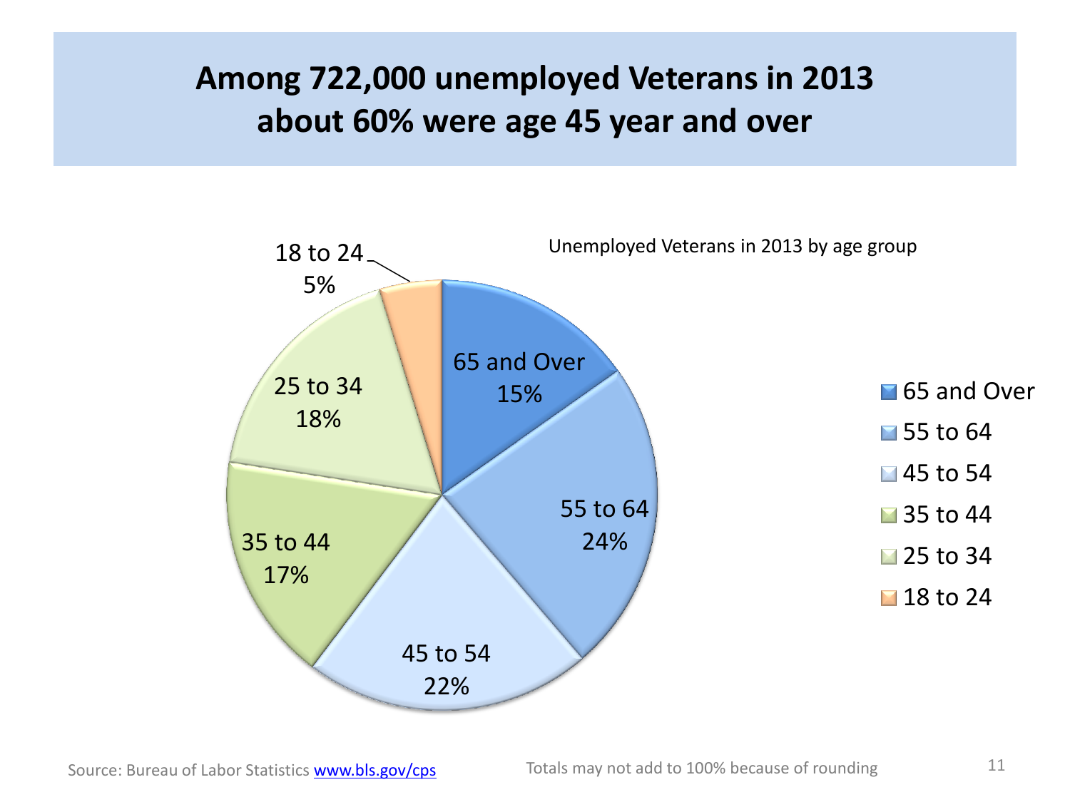# Among 722,000 unemployed Veterans in 2013 about 60% were age 45 year and over

Unemployed Veterans in 2013 by age group

| Age group | Percent |
|---|---|
| 65 and Over | 15% |
| 55 to 64 | 24% |
| 45 to 54 | 22% |
| 35 to 44 | 17% |
| 25 to 34 | 18% |
| 18 to 24 | 5% |

Source: Bureau of Labor Statistics www.bls.gov/cps

Totals may not add to 100% because of rounding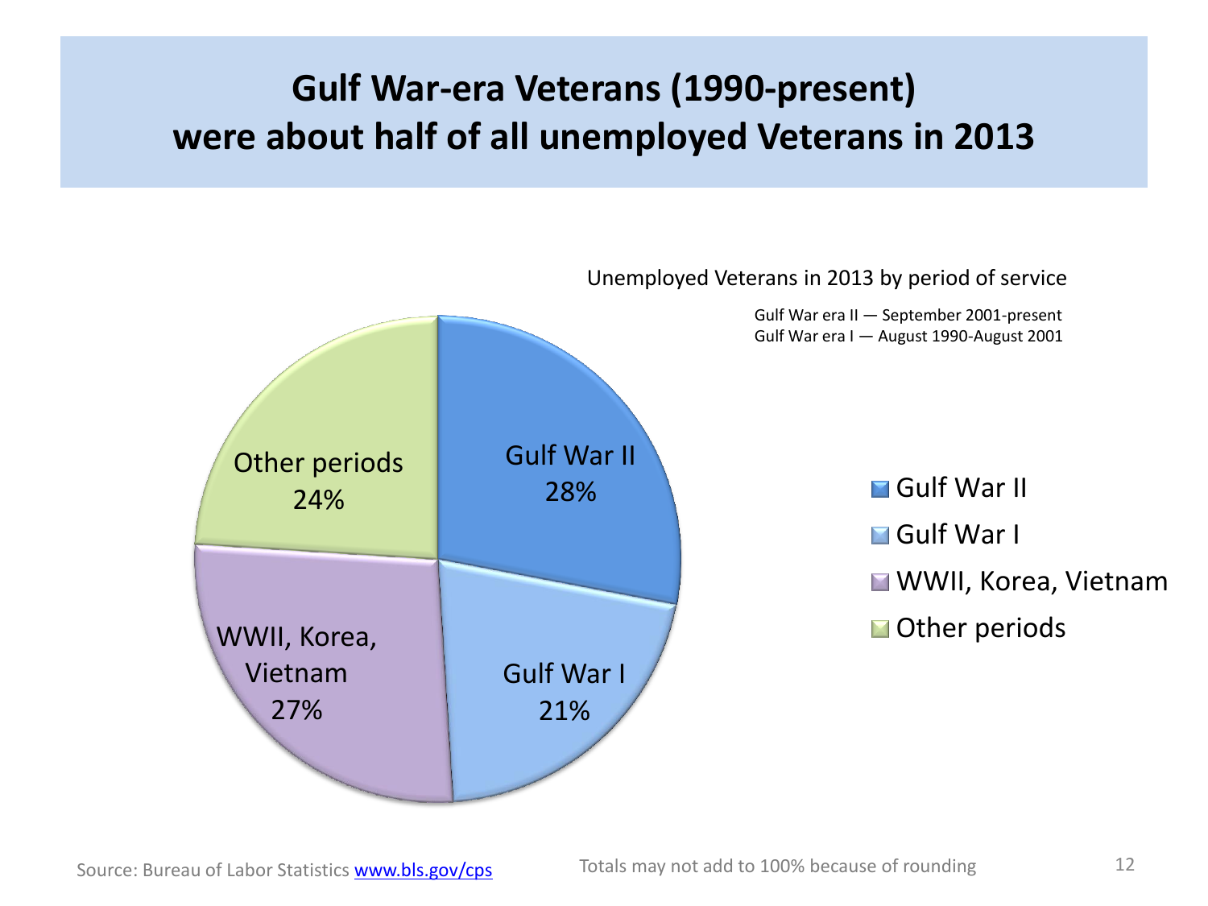# Gulf War-era Veterans (1990-present) were about half of all unemployed Veterans in 2013

Unemployed Veterans in 2013 by period of service

Gulf War era II — September 2001-present
Gulf War era I — August 1990-August 2001

| Period of service | Percent |
|---|---|
| Gulf War II | 28% |
| Gulf War I | 21% |
| WWII, Korea, Vietnam | 27% |
| Other periods | 24% |

Source: Bureau of Labor Statistics [www.bls.gov/cps](www.bls.gov/cps)

Totals may not add to 100% because of rounding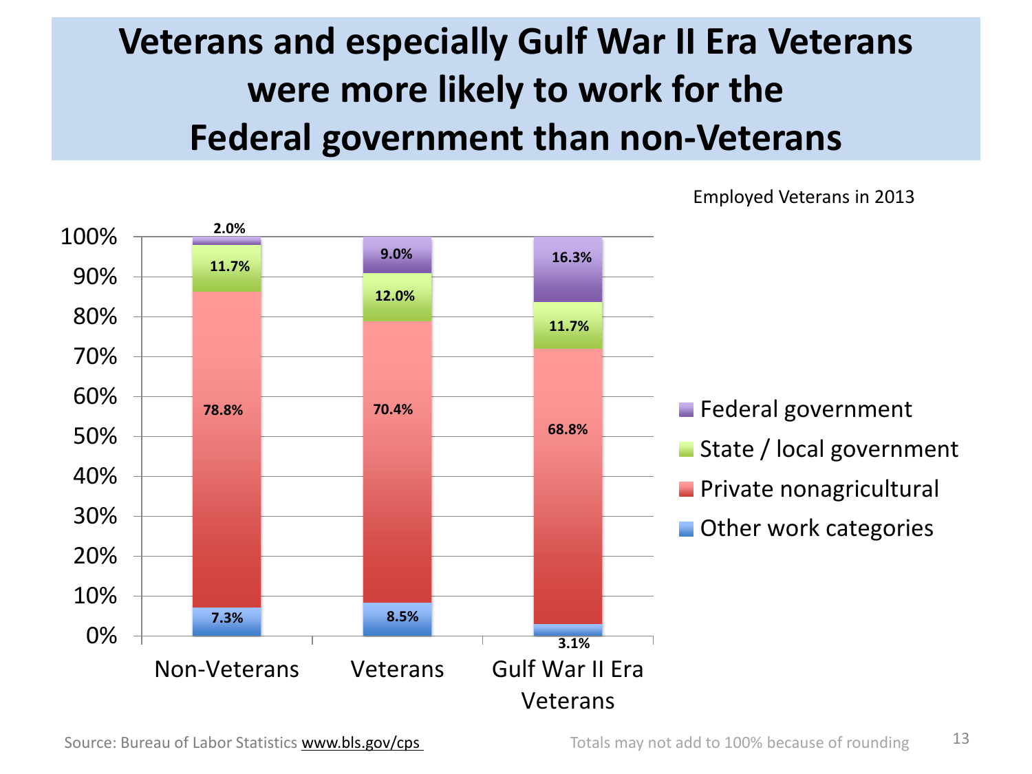# Veterans and especially Gulf War II Era Veterans were more likely to work for the Federal government than non-Veterans

Employed Veterans in 2013

| | Non-Veterans | Veterans | Gulf War II Era Veterans |
|---|---|---|---|
| Federal government | 2.0% | 9.0% | 16.3% |
| State / local government | 11.7% | 12.0% | 11.7% |
| Private nonagricultural | 78.8% | 70.4% | 68.8% |
| Other work categories | 7.3% | 8.5% | 3.1% |

Source: Bureau of Labor Statistics www.bls.gov/cps

Totals may not add to 100% because of rounding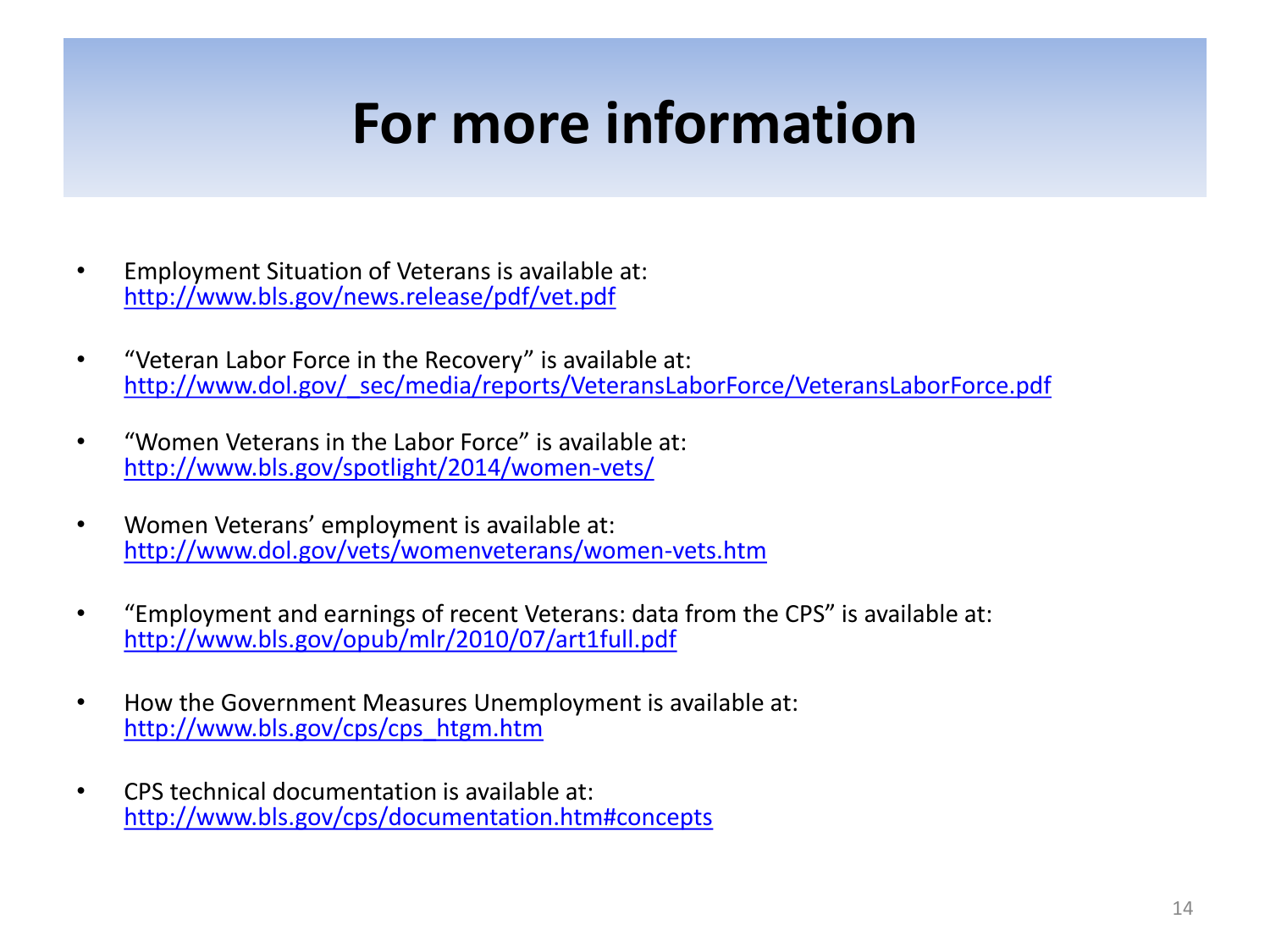# For more information

- Employment Situation of Veterans is available at: http://www.bls.gov/news.release/pdf/vet.pdf
- "Veteran Labor Force in the Recovery" is available at: http://www.dol.gov/_sec/media/reports/VeteransLaborForce/VeteransLaborForce.pdf
- "Women Veterans in the Labor Force" is available at: http://www.bls.gov/spotlight/2014/women-vets/
- Women Veterans' employment is available at: http://www.dol.gov/vets/womenveterans/women-vets.htm
- "Employment and earnings of recent Veterans: data from the CPS" is available at: http://www.bls.gov/opub/mlr/2010/07/art1full.pdf
- How the Government Measures Unemployment is available at: http://www.bls.gov/cps/cps_htgm.htm
- CPS technical documentation is available at: http://www.bls.gov/cps/documentation.htm#concepts